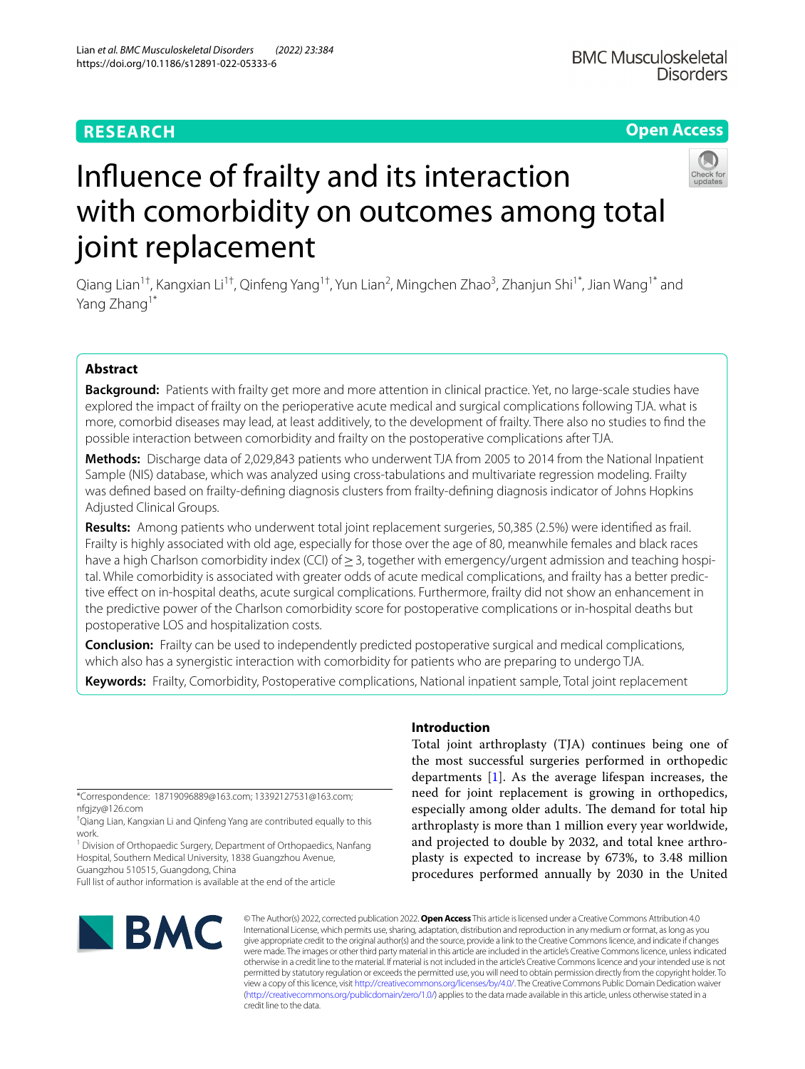RESEARCH

Open Access

# Influence of frailty and its interaction with comorbidity on outcomes among total joint replacement

Qiang Lian[1†], Kangxian Li[1†], Qinfeng Yang[1†], Yun Lian[2], Mingchen Zhao[3], Zhanjun Shi[1*], Jian Wang[1*] and Yang Zhang[1*]

## Abstract

**Background:** Patients with frailty get more and more attention in clinical practice. Yet, no large-scale studies have explored the impact of frailty on the perioperative acute medical and surgical complications following TJA. what is more, comorbid diseases may lead, at least additively, to the development of frailty. There also no studies to find the possible interaction between comorbidity and frailty on the postoperative complications after TJA.

**Methods:** Discharge data of 2,029,843 patients who underwent TJA from 2005 to 2014 from the National Inpatient Sample (NIS) database, which was analyzed using cross-tabulations and multivariate regression modeling. Frailty was defined based on frailty-defining diagnosis clusters from frailty-defining diagnosis indicator of Johns Hopkins Adjusted Clinical Groups.

**Results:** Among patients who underwent total joint replacement surgeries, 50,385 (2.5%) were identified as frail. Frailty is highly associated with old age, especially for those over the age of 80, meanwhile females and black races have a high Charlson comorbidity index (CCI) of ≥ 3, together with emergency/urgent admission and teaching hospital. While comorbidity is associated with greater odds of acute medical complications, and frailty has a better predictive effect on in-hospital deaths, acute surgical complications. Furthermore, frailty did not show an enhancement in the predictive power of the Charlson comorbidity score for postoperative complications or in-hospital deaths but postoperative LOS and hospitalization costs.

**Conclusion:** Frailty can be used to independently predicted postoperative surgical and medical complications, which also has a synergistic interaction with comorbidity for patients who are preparing to undergo TJA.

**Keywords:** Frailty, Comorbidity, Postoperative complications, National inpatient sample, Total joint replacement

*Correspondence: 18719096889@163.com; 13392127531@163.com; nfgjzy@126.com

†Qiang Lian, Kangxian Li and Qinfeng Yang are contributed equally to this work.

[1] Division of Orthopaedic Surgery, Department of Orthopaedics, Nanfang Hospital, Southern Medical University, 1838 Guangzhou Avenue, Guangzhou 510515, Guangdong, China

Full list of author information is available at the end of the article

## Introduction

Total joint arthroplasty (TJA) continues being one of the most successful surgeries performed in orthopedic departments [1]. As the average lifespan increases, the need for joint replacement is growing in orthopedics, especially among older adults. The demand for total hip arthroplasty is more than 1 million every year worldwide, and projected to double by 2032, and total knee arthroplasty is expected to increase by 673%, to 3.48 million procedures performed annually by 2030 in the United

© The Author(s) 2022, corrected publication 2022. **Open Access** This article is licensed under a Creative Commons Attribution 4.0 International License, which permits use, sharing, adaptation, distribution and reproduction in any medium or format, as long as you give appropriate credit to the original author(s) and the source, provide a link to the Creative Commons licence, and indicate if changes were made. The images or other third party material in this article are included in the article's Creative Commons licence, unless indicated otherwise in a credit line to the material. If material is not included in the article's Creative Commons licence and your intended use is not permitted by statutory regulation or exceeds the permitted use, you will need to obtain permission directly from the copyright holder. To view a copy of this licence, visit http://creativecommons.org/licenses/by/4.0/. The Creative Commons Public Domain Dedication waiver (http://creativecommons.org/publicdomain/zero/1.0/) applies to the data made available in this article, unless otherwise stated in a credit line to the data.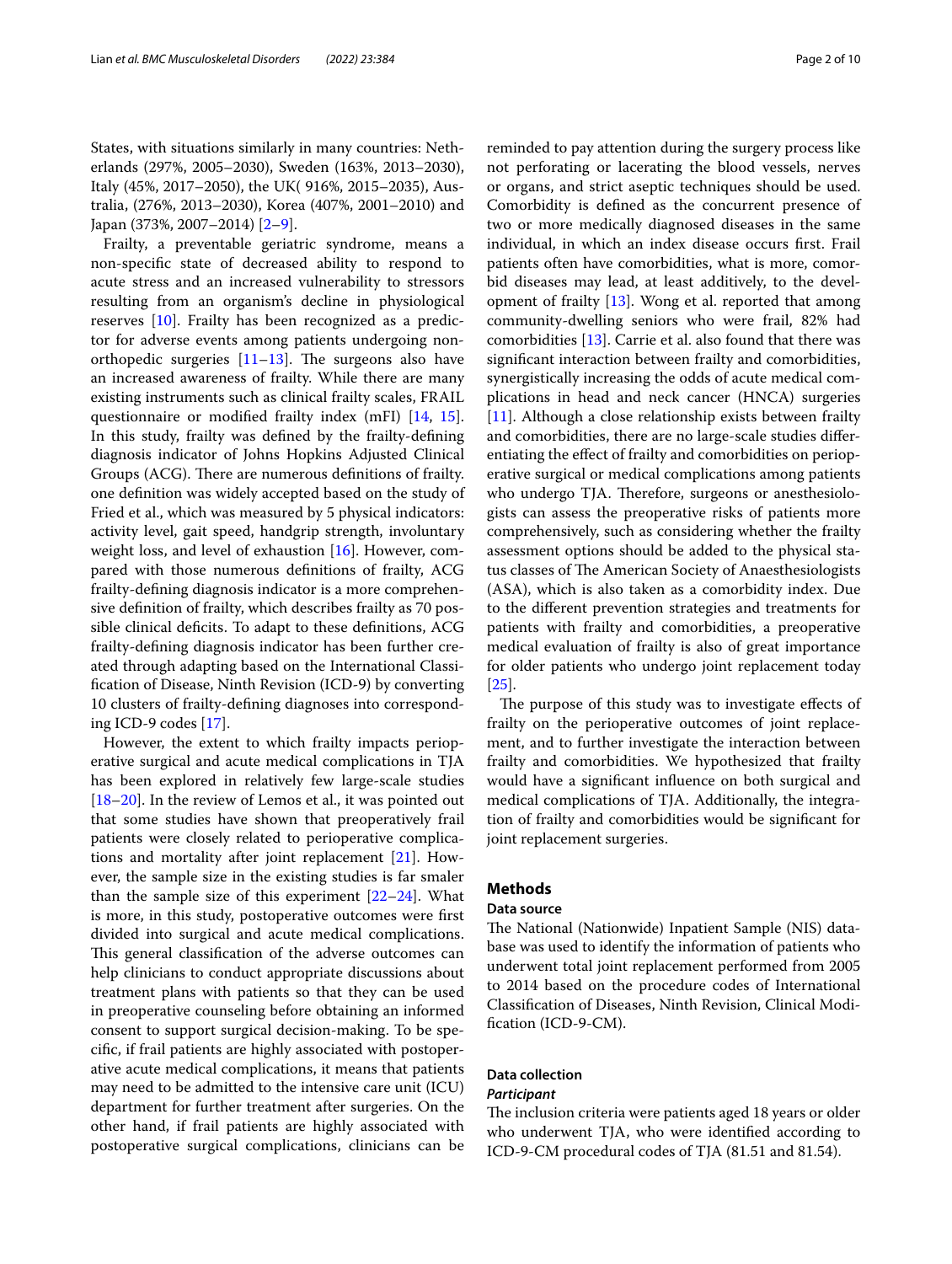States, with situations similarly in many countries: Netherlands (297%, 2005–2030), Sweden (163%, 2013–2030), Italy (45%, 2017–2050), the UK( 916%, 2015–2035), Australia, (276%, 2013–2030), Korea (407%, 2001–2010) and Japan (373%, 2007–2014) [2–9].

Frailty, a preventable geriatric syndrome, means a non-specific state of decreased ability to respond to acute stress and an increased vulnerability to stressors resulting from an organism's decline in physiological reserves [10]. Frailty has been recognized as a predictor for adverse events among patients undergoing non-orthopedic surgeries [11–13]. The surgeons also have an increased awareness of frailty. While there are many existing instruments such as clinical frailty scales, FRAIL questionnaire or modified frailty index (mFI) [14, 15]. In this study, frailty was defined by the frailty-defining diagnosis indicator of Johns Hopkins Adjusted Clinical Groups (ACG). There are numerous definitions of frailty. one definition was widely accepted based on the study of Fried et al., which was measured by 5 physical indicators: activity level, gait speed, handgrip strength, involuntary weight loss, and level of exhaustion [16]. However, compared with those numerous definitions of frailty, ACG frailty-defining diagnosis indicator is a more comprehensive definition of frailty, which describes frailty as 70 possible clinical deficits. To adapt to these definitions, ACG frailty-defining diagnosis indicator has been further created through adapting based on the International Classification of Disease, Ninth Revision (ICD-9) by converting 10 clusters of frailty-defining diagnoses into corresponding ICD-9 codes [17].

However, the extent to which frailty impacts perioperative surgical and acute medical complications in TJA has been explored in relatively few large-scale studies [18–20]. In the review of Lemos et al., it was pointed out that some studies have shown that preoperatively frail patients were closely related to perioperative complications and mortality after joint replacement [21]. However, the sample size in the existing studies is far smaler than the sample size of this experiment [22–24]. What is more, in this study, postoperative outcomes were first divided into surgical and acute medical complications. This general classification of the adverse outcomes can help clinicians to conduct appropriate discussions about treatment plans with patients so that they can be used in preoperative counseling before obtaining an informed consent to support surgical decision-making. To be specific, if frail patients are highly associated with postoperative acute medical complications, it means that patients may need to be admitted to the intensive care unit (ICU) department for further treatment after surgeries. On the other hand, if frail patients are highly associated with postoperative surgical complications, clinicians can be reminded to pay attention during the surgery process like not perforating or lacerating the blood vessels, nerves or organs, and strict aseptic techniques should be used. Comorbidity is defined as the concurrent presence of two or more medically diagnosed diseases in the same individual, in which an index disease occurs first. Frail patients often have comorbidities, what is more, comorbid diseases may lead, at least additively, to the development of frailty [13]. Wong et al. reported that among community-dwelling seniors who were frail, 82% had comorbidities [13]. Carrie et al. also found that there was significant interaction between frailty and comorbidities, synergistically increasing the odds of acute medical complications in head and neck cancer (HNCA) surgeries [11]. Although a close relationship exists between frailty and comorbidities, there are no large-scale studies differentiating the effect of frailty and comorbidities on perioperative surgical or medical complications among patients who undergo TJA. Therefore, surgeons or anesthesiologists can assess the preoperative risks of patients more comprehensively, such as considering whether the frailty assessment options should be added to the physical status classes of The American Society of Anaesthesiologists (ASA), which is also taken as a comorbidity index. Due to the different prevention strategies and treatments for patients with frailty and comorbidities, a preoperative medical evaluation of frailty is also of great importance for older patients who undergo joint replacement today [25].

The purpose of this study was to investigate effects of frailty on the perioperative outcomes of joint replacement, and to further investigate the interaction between frailty and comorbidities. We hypothesized that frailty would have a significant influence on both surgical and medical complications of TJA. Additionally, the integration of frailty and comorbidities would be significant for joint replacement surgeries.

## Methods

### Data source

The National (Nationwide) Inpatient Sample (NIS) database was used to identify the information of patients who underwent total joint replacement performed from 2005 to 2014 based on the procedure codes of International Classification of Diseases, Ninth Revision, Clinical Modification (ICD-9-CM).

### Data collection

#### *Participant*

The inclusion criteria were patients aged 18 years or older who underwent TJA, who were identified according to ICD-9-CM procedural codes of TJA (81.51 and 81.54).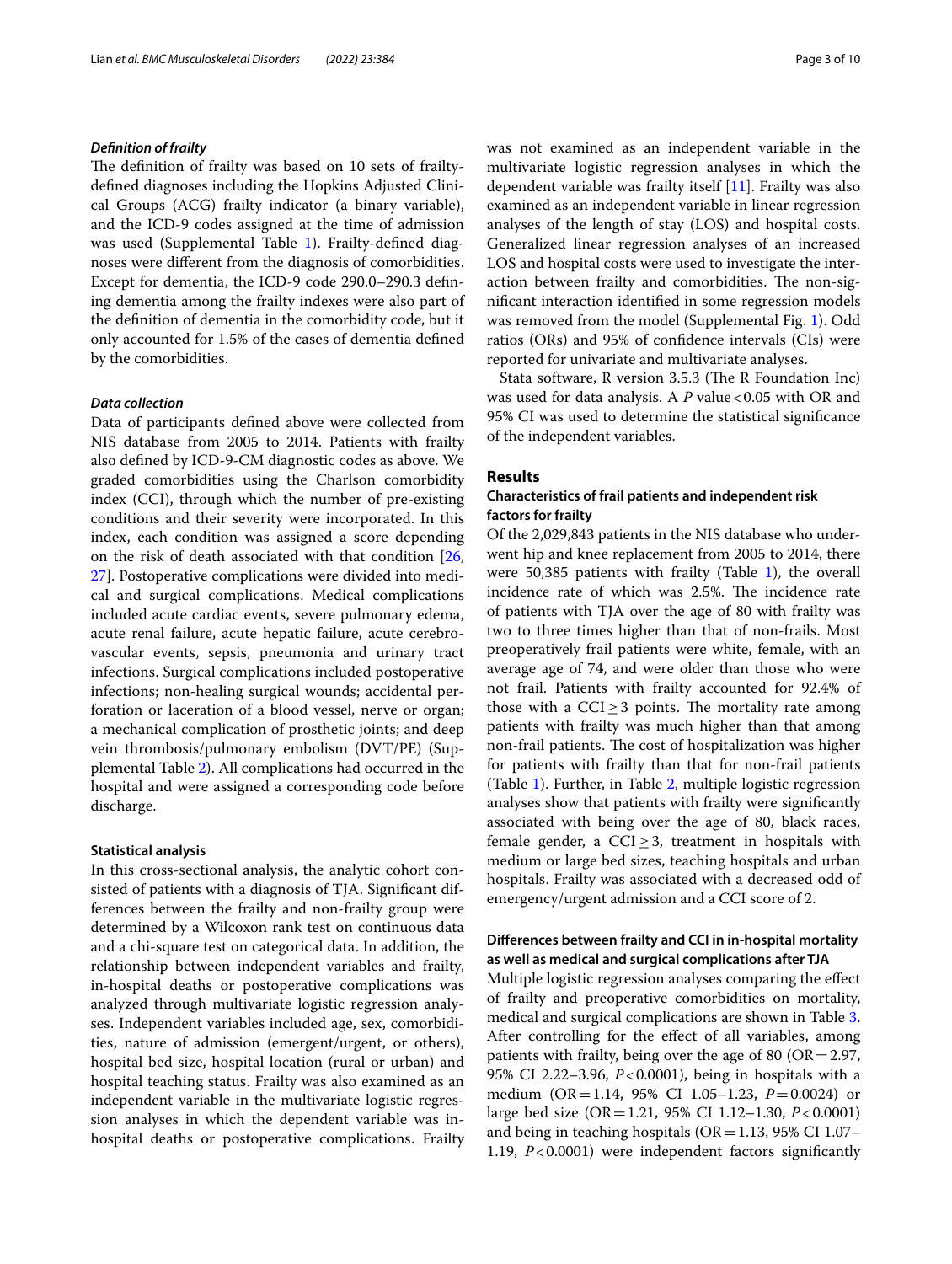### *Definition of frailty*

The definition of frailty was based on 10 sets of frailty-defined diagnoses including the Hopkins Adjusted Clinical Groups (ACG) frailty indicator (a binary variable), and the ICD-9 codes assigned at the time of admission was used (Supplemental Table 1). Frailty-defined diagnoses were different from the diagnosis of comorbidities. Except for dementia, the ICD-9 code 290.0–290.3 defining dementia among the frailty indexes were also part of the definition of dementia in the comorbidity code, but it only accounted for 1.5% of the cases of dementia defined by the comorbidities.

### *Data collection*

Data of participants defined above were collected from NIS database from 2005 to 2014. Patients with frailty also defined by ICD-9-CM diagnostic codes as above. We graded comorbidities using the Charlson comorbidity index (CCI), through which the number of pre-existing conditions and their severity were incorporated. In this index, each condition was assigned a score depending on the risk of death associated with that condition [26, 27]. Postoperative complications were divided into medical and surgical complications. Medical complications included acute cardiac events, severe pulmonary edema, acute renal failure, acute hepatic failure, acute cerebrovascular events, sepsis, pneumonia and urinary tract infections. Surgical complications included postoperative infections; non-healing surgical wounds; accidental perforation or laceration of a blood vessel, nerve or organ; a mechanical complication of prosthetic joints; and deep vein thrombosis/pulmonary embolism (DVT/PE) (Supplemental Table 2). All complications had occurred in the hospital and were assigned a corresponding code before discharge.

### Statistical analysis

In this cross-sectional analysis, the analytic cohort consisted of patients with a diagnosis of TJA. Significant differences between the frailty and non-frailty group were determined by a Wilcoxon rank test on continuous data and a chi-square test on categorical data. In addition, the relationship between independent variables and frailty, in-hospital deaths or postoperative complications was analyzed through multivariate logistic regression analyses. Independent variables included age, sex, comorbidities, nature of admission (emergent/urgent, or others), hospital bed size, hospital location (rural or urban) and hospital teaching status. Frailty was also examined as an independent variable in the multivariate logistic regression analyses in which the dependent variable was in-hospital deaths or postoperative complications. Frailty was not examined as an independent variable in the multivariate logistic regression analyses in which the dependent variable was frailty itself [11]. Frailty was also examined as an independent variable in linear regression analyses of the length of stay (LOS) and hospital costs. Generalized linear regression analyses of an increased LOS and hospital costs were used to investigate the interaction between frailty and comorbidities. The non-significant interaction identified in some regression models was removed from the model (Supplemental Fig. 1). Odd ratios (ORs) and 95% of confidence intervals (CIs) were reported for univariate and multivariate analyses.

Stata software, R version 3.5.3 (The R Foundation Inc) was used for data analysis. A $P$ value $<0.05$ with OR and 95% CI was used to determine the statistical significance of the independent variables.

## Results

### Characteristics of frail patients and independent risk factors for frailty

Of the 2,029,843 patients in the NIS database who underwent hip and knee replacement from 2005 to 2014, there were 50,385 patients with frailty (Table 1), the overall incidence rate of which was 2.5%. The incidence rate of patients with TJA over the age of 80 with frailty was two to three times higher than that of non-frails. Most preoperatively frail patients were white, female, with an average age of 74, and were older than those who were not frail. Patients with frailty accounted for 92.4% of those with a $\text{CCI} \geq 3$ points. The mortality rate among patients with frailty was much higher than that among non-frail patients. The cost of hospitalization was higher for patients with frailty than that for non-frail patients (Table 1). Further, in Table 2, multiple logistic regression analyses show that patients with frailty were significantly associated with being over the age of 80, black races, female gender, a $\text{CCI} \geq 3$, treatment in hospitals with medium or large bed sizes, teaching hospitals and urban hospitals. Frailty was associated with a decreased odd of emergency/urgent admission and a CCI score of 2.

### Differences between frailty and CCI in in-hospital mortality as well as medical and surgical complications after TJA

Multiple logistic regression analyses comparing the effect of frailty and preoperative comorbidities on mortality, medical and surgical complications are shown in Table 3. After controlling for the effect of all variables, among patients with frailty, being over the age of 80 ($\text{OR}=2.97$, 95% CI 2.22–3.96, $P<0.0001$), being in hospitals with a medium ($\text{OR}=1.14$, 95% CI 1.05–1.23, $P=0.0024$) or large bed size ($\text{OR}=1.21$, 95% CI 1.12–1.30, $P<0.0001$) and being in teaching hospitals ($\text{OR}=1.13$, 95% CI 1.07–1.19, $P<0.0001$) were independent factors significantly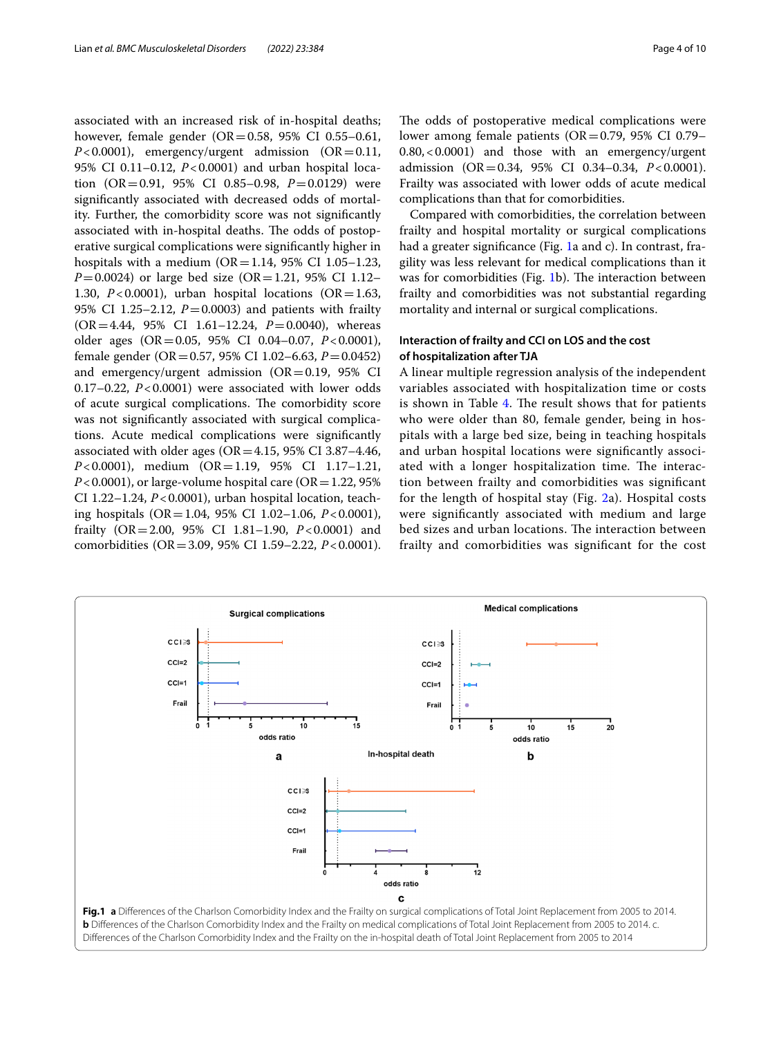associated with an increased risk of in-hospital deaths; however, female gender (OR = 0.58, 95% CI 0.55–0.61, $P < 0.0001$), emergency/urgent admission (OR = 0.11, 95% CI 0.11–0.12, $P < 0.0001$) and urban hospital location (OR = 0.91, 95% CI 0.85–0.98, $P = 0.0129$) were significantly associated with decreased odds of mortality. Further, the comorbidity score was not significantly associated with in-hospital deaths. The odds of postoperative surgical complications were significantly higher in hospitals with a medium (OR = 1.14, 95% CI 1.05–1.23, $P = 0.0024$) or large bed size (OR = 1.21, 95% CI 1.12–1.30, $P < 0.0001$), urban hospital locations (OR = 1.63, 95% CI 1.25–2.12, $P = 0.0003$) and patients with frailty (OR = 4.44, 95% CI 1.61–12.24, $P = 0.0040$), whereas older ages (OR = 0.05, 95% CI 0.04–0.07, $P < 0.0001$), female gender (OR = 0.57, 95% CI 1.02–6.63, $P = 0.0452$) and emergency/urgent admission (OR = 0.19, 95% CI 0.17–0.22, $P < 0.0001$) were associated with lower odds of acute surgical complications. The comorbidity score was not significantly associated with surgical complications. Acute medical complications were significantly associated with older ages (OR = 4.15, 95% CI 3.87–4.46, $P < 0.0001$), medium (OR = 1.19, 95% CI 1.17–1.21, $P < 0.0001$), or large-volume hospital care (OR = 1.22, 95% CI 1.22–1.24, $P < 0.0001$), urban hospital location, teaching hospitals (OR = 1.04, 95% CI 1.02–1.06, $P < 0.0001$), frailty (OR = 2.00, 95% CI 1.81–1.90, $P < 0.0001$) and comorbidities (OR = 3.09, 95% CI 1.59–2.22, $P < 0.0001$). The odds of postoperative medical complications were lower among female patients (OR = 0.79, 95% CI 0.79–0.80, < 0.0001) and those with an emergency/urgent admission (OR = 0.34, 95% CI 0.34–0.34, $P < 0.0001$). Frailty was associated with lower odds of acute medical complications than that for comorbidities.

Compared with comorbidities, the correlation between frailty and hospital mortality or surgical complications had a greater significance (Fig. 1a and c). In contrast, fragility was less relevant for medical complications than it was for comorbidities (Fig. 1b). The interaction between frailty and comorbidities was not substantial regarding mortality and internal or surgical complications.

### Interaction of frailty and CCI on LOS and the cost of hospitalization after TJA

A linear multiple regression analysis of the independent variables associated with hospitalization time or costs is shown in Table 4. The result shows that for patients who were older than 80, female gender, being in hospitals with a large bed size, being in teaching hospitals and urban hospital locations were significantly associated with a longer hospitalization time. The interaction between frailty and comorbidities was significant for the length of hospital stay (Fig. 2a). Hospital costs were significantly associated with medium and large bed sizes and urban locations. The interaction between frailty and comorbidities was significant for the cost

**Fig. 1** **a** Differences of the Charlson Comorbidity Index and the Frailty on surgical complications of Total Joint Replacement from 2005 to 2014. **b** Differences of the Charlson Comorbidity Index and the Frailty on medical complications of Total Joint Replacement from 2005 to 2014. c. Differences of the Charlson Comorbidity Index and the Frailty on the in-hospital death of Total Joint Replacement from 2005 to 2014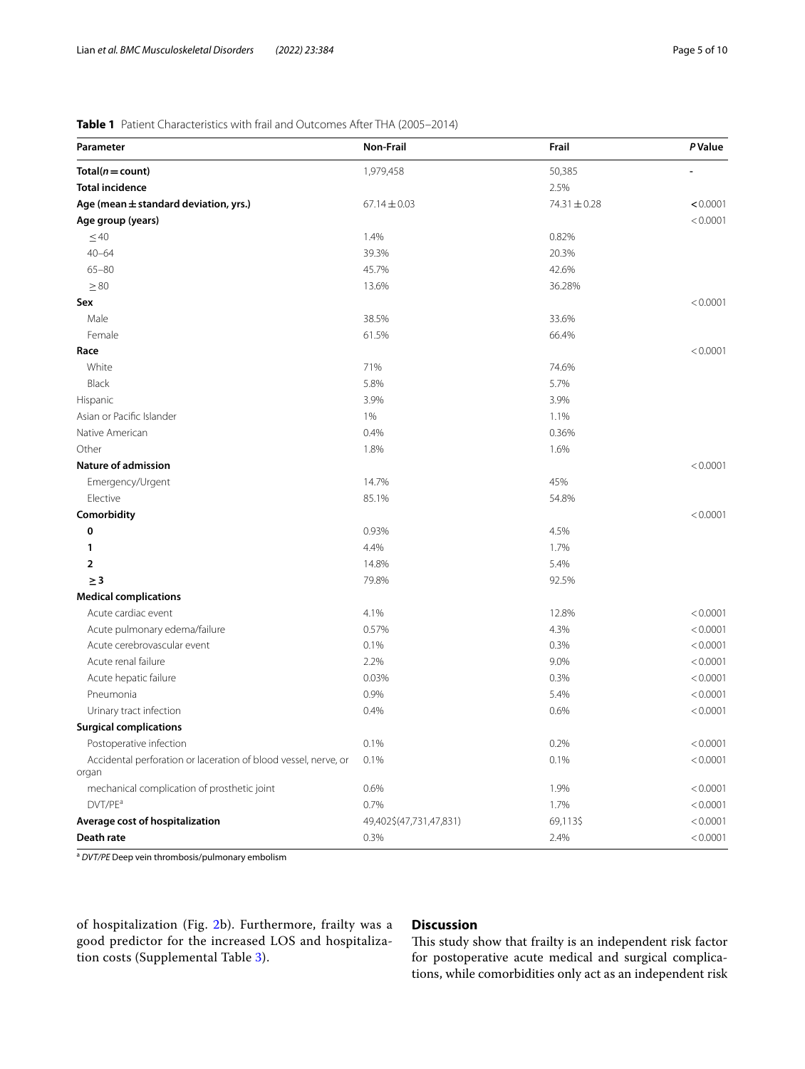**Table 1** Patient Characteristics with frail and Outcomes After THA (2005–2014)

| Parameter | Non-Frail | Frail | *P* Value |
|---|---|---|---|
| **Total(*n* = count)** | 1,979,458 | 50,385 | - |
| **Total incidence** | | 2.5% | |
| **Age (mean ± standard deviation, yrs.)** | 67.14 ± 0.03 | 74.31 ± 0.28 | **<** 0.0001 |
| **Age group (years)** | | | < 0.0001 |
| ≤ 40 | 1.4% | 0.82% | |
| 40–64 | 39.3% | 20.3% | |
| 65–80 | 45.7% | 42.6% | |
| ≥ 80 | 13.6% | 36.28% | |
| **Sex** | | | < 0.0001 |
| Male | 38.5% | 33.6% | |
| Female | 61.5% | 66.4% | |
| **Race** | | | < 0.0001 |
| White | 71% | 74.6% | |
| Black | 5.8% | 5.7% | |
| Hispanic | 3.9% | 3.9% | |
| Asian or Pacific Islander | 1% | 1.1% | |
| Native American | 0.4% | 0.36% | |
| Other | 1.8% | 1.6% | |
| **Nature of admission** | | | < 0.0001 |
| Emergency/Urgent | 14.7% | 45% | |
| Elective | 85.1% | 54.8% | |
| **Comorbidity** | | | < 0.0001 |
| **0** | 0.93% | 4.5% | |
| **1** | 4.4% | 1.7% | |
| **2** | 14.8% | 5.4% | |
| **≥ 3** | 79.8% | 92.5% | |
| **Medical complications** | | | |
| Acute cardiac event | 4.1% | 12.8% | < 0.0001 |
| Acute pulmonary edema/failure | 0.57% | 4.3% | < 0.0001 |
| Acute cerebrovascular event | 0.1% | 0.3% | < 0.0001 |
| Acute renal failure | 2.2% | 9.0% | < 0.0001 |
| Acute hepatic failure | 0.03% | 0.3% | < 0.0001 |
| Pneumonia | 0.9% | 5.4% | < 0.0001 |
| Urinary tract infection | 0.4% | 0.6% | < 0.0001 |
| **Surgical complications** | | | |
| Postoperative infection | 0.1% | 0.2% | < 0.0001 |
| Accidental perforation or laceration of blood vessel, nerve, or organ | 0.1% | 0.1% | < 0.0001 |
| mechanical complication of prosthetic joint | 0.6% | 1.9% | < 0.0001 |
| DVT/PE[a] | 0.7% | 1.7% | < 0.0001 |
| **Average cost of hospitalization** | 49,402$(47,731,47,831) | 69,113$ | < 0.0001 |
| **Death rate** | 0.3% | 2.4% | < 0.0001 |

[a] *DVT/PE* Deep vein thrombosis/pulmonary embolism

of hospitalization (Fig. 2b). Furthermore, frailty was a good predictor for the increased LOS and hospitalization costs (Supplemental Table 3).

## Discussion

This study show that frailty is an independent risk factor for postoperative acute medical and surgical complications, while comorbidities only act as an independent risk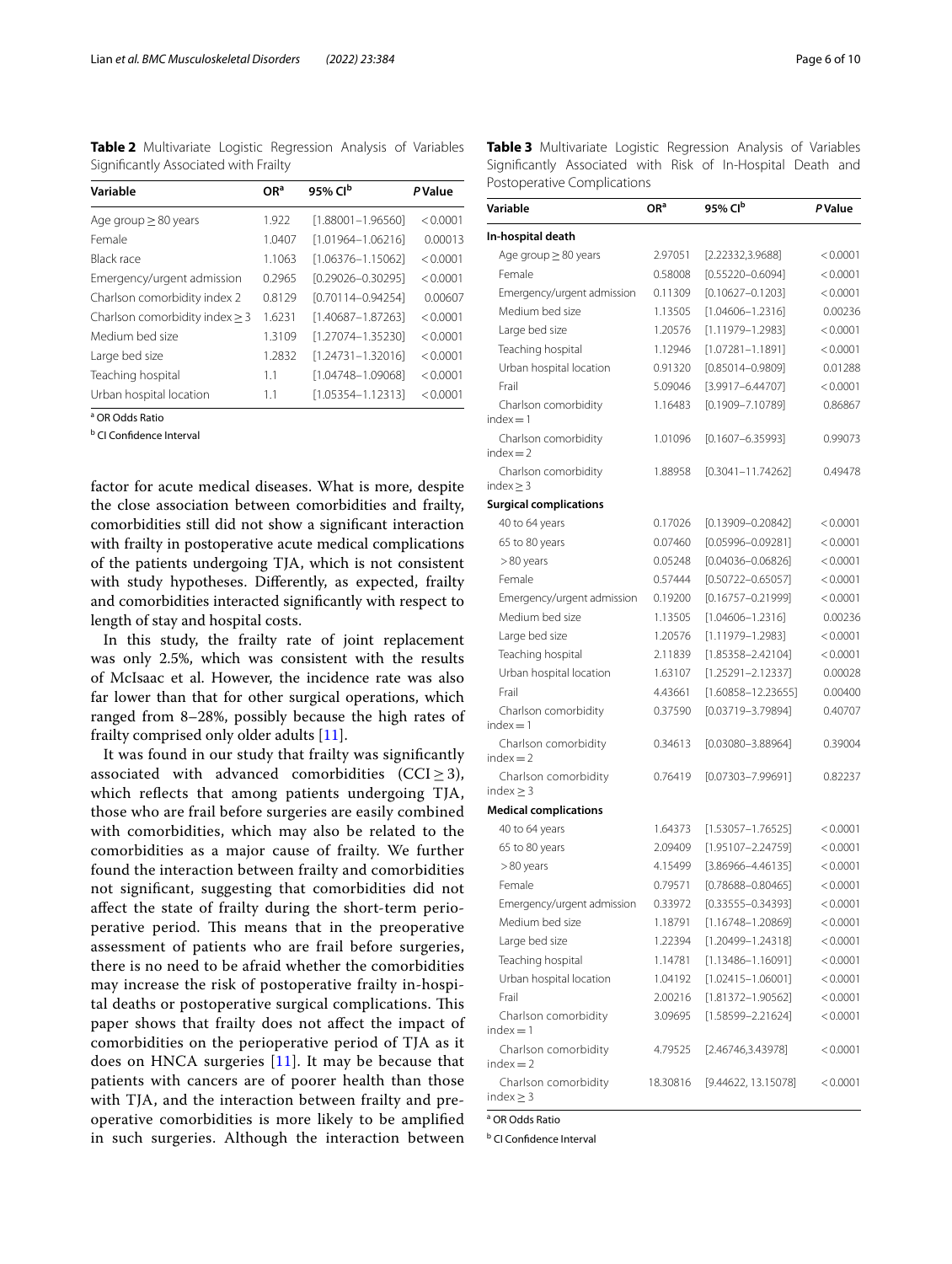**Table 2** Multivariate Logistic Regression Analysis of Variables Significantly Associated with Frailty

| Variable | OR[a] | 95% CI[b] | P Value |
|---|---|---|---|
| Age group ≥ 80 years | 1.922 | [1.88001–1.96560] | < 0.0001 |
| Female | 1.0407 | [1.01964–1.06216] | 0.00013 |
| Black race | 1.1063 | [1.06376–1.15062] | < 0.0001 |
| Emergency/urgent admission | 0.2965 | [0.29026–0.30295] | < 0.0001 |
| Charlson comorbidity index 2 | 0.8129 | [0.70114–0.94254] | 0.00607 |
| Charlson comorbidity index ≥ 3 | 1.6231 | [1.40687–1.87263] | < 0.0001 |
| Medium bed size | 1.3109 | [1.27074–1.35230] | < 0.0001 |
| Large bed size | 1.2832 | [1.24731–1.32016] | < 0.0001 |
| Teaching hospital | 1.1 | [1.04748–1.09068] | < 0.0001 |
| Urban hospital location | 1.1 | [1.05354–1.12313] | < 0.0001 |

[a] OR Odds Ratio

[b] CI Confidence Interval

**Table 3** Multivariate Logistic Regression Analysis of Variables Significantly Associated with Risk of In-Hospital Death and Postoperative Complications

| Variable | OR[a] | 95% CI[b] | P Value |
|---|---|---|---|
| **In-hospital death** | | | |
| Age group ≥ 80 years | 2.97051 | [2.22332,3.9688] | < 0.0001 |
| Female | 0.58008 | [0.55220–0.6094] | < 0.0001 |
| Emergency/urgent admission | 0.11309 | [0.10627–0.1203] | < 0.0001 |
| Medium bed size | 1.13505 | [1.04606–1.2316] | 0.00236 |
| Large bed size | 1.20576 | [1.11979–1.2983] | < 0.0001 |
| Teaching hospital | 1.12946 | [1.07281–1.1891] | < 0.0001 |
| Urban hospital location | 0.91320 | [0.85014–0.9809] | 0.01288 |
| Frail | 5.09046 | [3.9917–6.44707] | < 0.0001 |
| Charlson comorbidity index = 1 | 1.16483 | [0.1909–7.10789] | 0.86867 |
| Charlson comorbidity index = 2 | 1.01096 | [0.1607–6.35993] | 0.99073 |
| Charlson comorbidity index ≥ 3 | 1.88958 | [0.3041–11.74262] | 0.49478 |
| **Surgical complications** | | | |
| 40 to 64 years | 0.17026 | [0.13909–0.20842] | < 0.0001 |
| 65 to 80 years | 0.07460 | [0.05996–0.09281] | < 0.0001 |
| > 80 years | 0.05248 | [0.04036–0.06826] | < 0.0001 |
| Female | 0.57444 | [0.50722–0.65057] | < 0.0001 |
| Emergency/urgent admission | 0.19200 | [0.16757–0.21999] | < 0.0001 |
| Medium bed size | 1.13505 | [1.04606–1.2316] | 0.00236 |
| Large bed size | 1.20576 | [1.11979–1.2983] | < 0.0001 |
| Teaching hospital | 2.11839 | [1.85358–2.42104] | < 0.0001 |
| Urban hospital location | 1.63107 | [1.25291–2.12337] | 0.00028 |
| Frail | 4.43661 | [1.60858–12.23655] | 0.00400 |
| Charlson comorbidity index = 1 | 0.37590 | [0.03719–3.79894] | 0.40707 |
| Charlson comorbidity index = 2 | 0.34613 | [0.03080–3.88964] | 0.39004 |
| Charlson comorbidity index ≥ 3 | 0.76419 | [0.07303–7.99691] | 0.82237 |
| **Medical complications** | | | |
| 40 to 64 years | 1.64373 | [1.53057–1.76525] | < 0.0001 |
| 65 to 80 years | 2.09409 | [1.95107–2.24759] | < 0.0001 |
| > 80 years | 4.15499 | [3.86966–4.46135] | < 0.0001 |
| Female | 0.79571 | [0.78688–0.80465] | < 0.0001 |
| Emergency/urgent admission | 0.33972 | [0.33555–0.34393] | < 0.0001 |
| Medium bed size | 1.18791 | [1.16748–1.20869] | < 0.0001 |
| Large bed size | 1.22394 | [1.20499–1.24318] | < 0.0001 |
| Teaching hospital | 1.14781 | [1.13486–1.16091] | < 0.0001 |
| Urban hospital location | 1.04192 | [1.02415–1.06001] | < 0.0001 |
| Frail | 2.00216 | [1.81372–1.90562] | < 0.0001 |
| Charlson comorbidity index = 1 | 3.09695 | [1.58599–2.21624] | < 0.0001 |
| Charlson comorbidity index = 2 | 4.79525 | [2.46746,3.43978] | < 0.0001 |
| Charlson comorbidity index ≥ 3 | 18.30816 | [9.44622, 13.15078] | < 0.0001 |

[a] OR Odds Ratio

[b] CI Confidence Interval

factor for acute medical diseases. What is more, despite the close association between comorbidities and frailty, comorbidities still did not show a significant interaction with frailty in postoperative acute medical complications of the patients undergoing TJA, which is not consistent with study hypotheses. Differently, as expected, frailty and comorbidities interacted significantly with respect to length of stay and hospital costs.

In this study, the frailty rate of joint replacement was only 2.5%, which was consistent with the results of McIsaac et al. However, the incidence rate was also far lower than that for other surgical operations, which ranged from 8–28%, possibly because the high rates of frailty comprised only older adults [11].

It was found in our study that frailty was significantly associated with advanced comorbidities (CCI ≥ 3), which reflects that among patients undergoing TJA, those who are frail before surgeries are easily combined with comorbidities, which may also be related to the comorbidities as a major cause of frailty. We further found the interaction between frailty and comorbidities not significant, suggesting that comorbidities did not affect the state of frailty during the short-term perioperative period. This means that in the preoperative assessment of patients who are frail before surgeries, there is no need to be afraid whether the comorbidities may increase the risk of postoperative frailty in-hospital deaths or postoperative surgical complications. This paper shows that frailty does not affect the impact of comorbidities on the perioperative period of TJA as it does on HNCA surgeries [11]. It may be because that patients with cancers are of poorer health than those with TJA, and the interaction between frailty and preoperative comorbidities is more likely to be amplified in such surgeries. Although the interaction between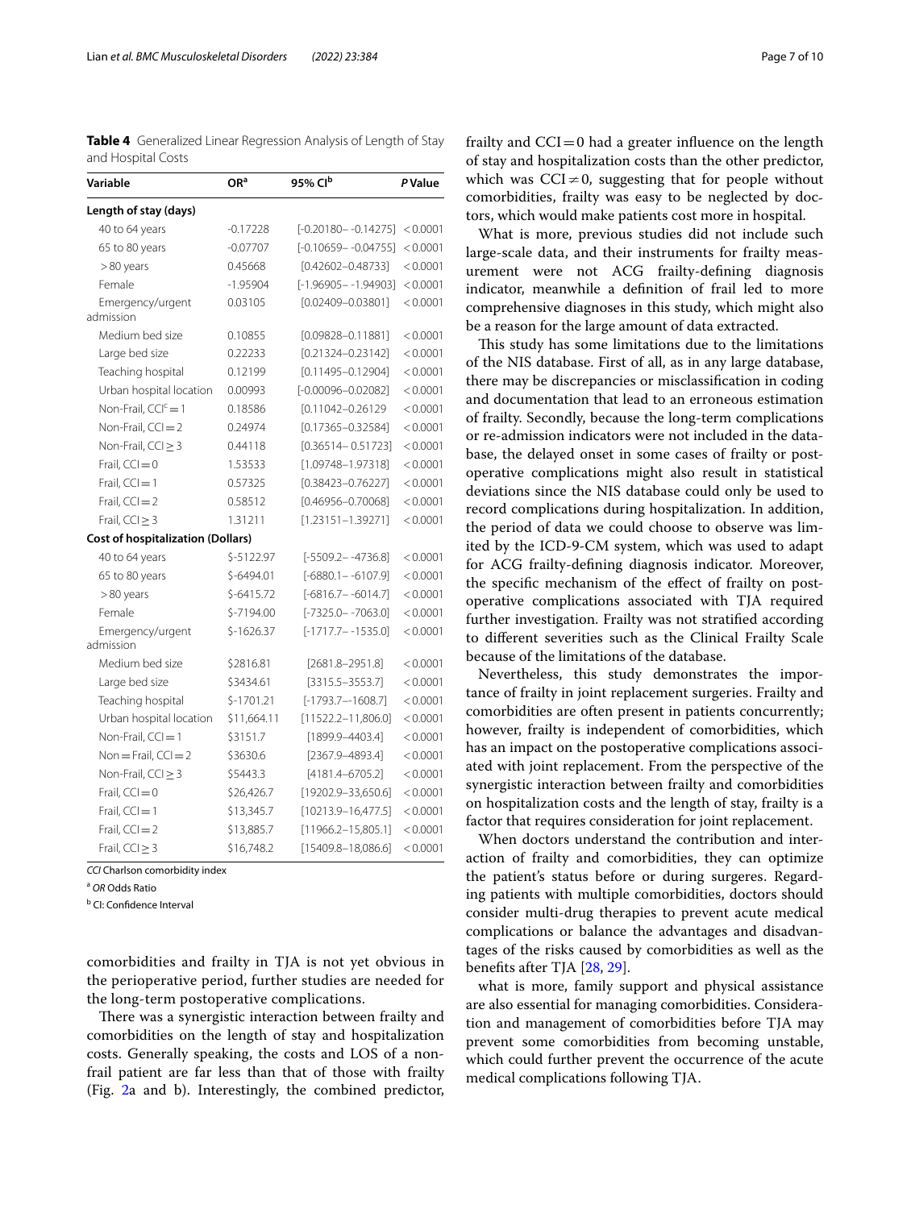**Table 4** Generalized Linear Regression Analysis of Length of Stay and Hospital Costs

| Variable | OR[a] | 95% CI[b] | *P* Value |
|---|---|---|---|
| **Length of stay (days)** | | | |
| 40 to 64 years | -0.17228 | [-0.20180– -0.14275] | < 0.0001 |
| 65 to 80 years | -0.07707 | [-0.10659– -0.04755] | < 0.0001 |
| > 80 years | 0.45668 | [0.42602–0.48733] | < 0.0001 |
| Female | -1.95904 | [-1.96905– -1.94903] | < 0.0001 |
| Emergency/urgent admission | 0.03105 | [0.02409–0.03801] | < 0.0001 |
| Medium bed size | 0.10855 | [0.09828–0.11881] | < 0.0001 |
| Large bed size | 0.22233 | [0.21324–0.23142] | < 0.0001 |
| Teaching hospital | 0.12199 | [0.11495–0.12904] | < 0.0001 |
| Urban hospital location | 0.00993 | [-0.00096–0.02082] | < 0.0001 |
| Non-Frail, CCI[c] = 1 | 0.18586 | [0.11042–0.26129 | < 0.0001 |
| Non-Frail, CCI = 2 | 0.24974 | [0.17365–0.32584] | < 0.0001 |
| Non-Frail, CCI ≥ 3 | 0.44118 | [0.36514– 0.51723] | < 0.0001 |
| Frail, CCI = 0 | 1.53533 | [1.09748–1.97318] | < 0.0001 |
| Frail, CCI = 1 | 0.57325 | [0.38423–0.76227] | < 0.0001 |
| Frail, CCI = 2 | 0.58512 | [0.46956–0.70068] | < 0.0001 |
| Frail, CCI ≥ 3 | 1.31211 | [1.23151–1.39271] | < 0.0001 |
| **Cost of hospitalization (Dollars)** | | | |
| 40 to 64 years | $-5122.97 | [-5509.2– -4736.8] | < 0.0001 |
| 65 to 80 years | $-6494.01 | [-6880.1– -6107.9] | < 0.0001 |
| > 80 years | $-6415.72 | [-6816.7– -6014.7] | < 0.0001 |
| Female | $-7194.00 | [-7325.0– -7063.0] | < 0.0001 |
| Emergency/urgent admission | $-1626.37 | [-1717.7– -1535.0] | < 0.0001 |
| Medium bed size | $2816.81 | [2681.8–2951.8] | < 0.0001 |
| Large bed size | $3434.61 | [3315.5–3553.7] | < 0.0001 |
| Teaching hospital | $-1701.21 | [-1793.7–-1608.7] | < 0.0001 |
| Urban hospital location | $11,664.11 | [11522.2–11,806.0] | < 0.0001 |
| Non-Frail, CCI = 1 | $3151.7 | [1899.9–4403.4] | < 0.0001 |
| Non = Frail, CCI = 2 | $3630.6 | [2367.9–4893.4] | < 0.0001 |
| Non-Frail, CCI ≥ 3 | $5443.3 | [4181.4–6705.2] | < 0.0001 |
| Frail, CCI = 0 | $26,426.7 | [19202.9–33,650.6] | < 0.0001 |
| Frail, CCI = 1 | $13,345.7 | [10213.9–16,477.5] | < 0.0001 |
| Frail, CCI = 2 | $13,885.7 | [11966.2–15,805.1] | < 0.0001 |
| Frail, CCI ≥ 3 | $16,748.2 | [15409.8–18,086.6] | < 0.0001 |

*CCI* Charlson comorbidity index

[a] *OR* Odds Ratio

[b] CI: Confidence Interval

comorbidities and frailty in TJA is not yet obvious in the perioperative period, further studies are needed for the long-term postoperative complications.

There was a synergistic interaction between frailty and comorbidities on the length of stay and hospitalization costs. Generally speaking, the costs and LOS of a non-frail patient are far less than that of those with frailty (Fig. 2a and b). Interestingly, the combined predictor, frailty and CCI = 0 had a greater influence on the length of stay and hospitalization costs than the other predictor, which was CCI ≠ 0, suggesting that for people without comorbidities, frailty was easy to be neglected by doctors, which would make patients cost more in hospital.

What is more, previous studies did not include such large-scale data, and their instruments for frailty measurement were not ACG frailty-defining diagnosis indicator, meanwhile a definition of frail led to more comprehensive diagnoses in this study, which might also be a reason for the large amount of data extracted.

This study has some limitations due to the limitations of the NIS database. First of all, as in any large database, there may be discrepancies or misclassification in coding and documentation that lead to an erroneous estimation of frailty. Secondly, because the long-term complications or re-admission indicators were not included in the database, the delayed onset in some cases of frailty or postoperative complications might also result in statistical deviations since the NIS database could only be used to record complications during hospitalization. In addition, the period of data we could choose to observe was limited by the ICD-9-CM system, which was used to adapt for ACG frailty-defining diagnosis indicator. Moreover, the specific mechanism of the effect of frailty on postoperative complications associated with TJA required further investigation. Frailty was not stratified according to different severities such as the Clinical Frailty Scale because of the limitations of the database.

Nevertheless, this study demonstrates the importance of frailty in joint replacement surgeries. Frailty and comorbidities are often present in patients concurrently; however, frailty is independent of comorbidities, which has an impact on the postoperative complications associated with joint replacement. From the perspective of the synergistic interaction between frailty and comorbidities on hospitalization costs and the length of stay, frailty is a factor that requires consideration for joint replacement.

When doctors understand the contribution and interaction of frailty and comorbidities, they can optimize the patient's status before or during surgeres. Regarding patients with multiple comorbidities, doctors should consider multi-drug therapies to prevent acute medical complications or balance the advantages and disadvantages of the risks caused by comorbidities as well as the benefits after TJA [28, 29].

what is more, family support and physical assistance are also essential for managing comorbidities. Consideration and management of comorbidities before TJA may prevent some comorbidities from becoming unstable, which could further prevent the occurrence of the acute medical complications following TJA.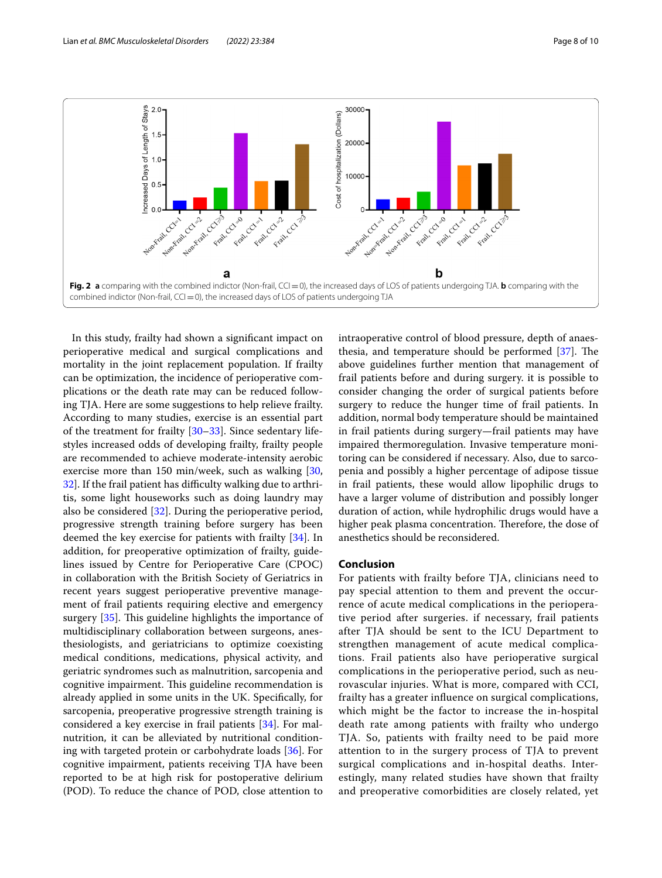**Fig. 2** **a** comparing with the combined indictor (Non-frail, CCI = 0), the increased days of LOS of patients undergoing TJA. **b** comparing with the combined indictor (Non-frail, CCI = 0), the increased days of LOS of patients undergoing TJA

In this study, frailty had shown a significant impact on perioperative medical and surgical complications and mortality in the joint replacement population. If frailty can be optimization, the incidence of perioperative complications or the death rate may can be reduced following TJA. Here are some suggestions to help relieve frailty. According to many studies, exercise is an essential part of the treatment for frailty [30–33]. Since sedentary lifestyles increased odds of developing frailty, frailty people are recommended to achieve moderate-intensity aerobic exercise more than 150 min/week, such as walking [30, 32]. If the frail patient has difficulty walking due to arthritis, some light houseworks such as doing laundry may also be considered [32]. During the perioperative period, progressive strength training before surgery has been deemed the key exercise for patients with frailty [34]. In addition, for preoperative optimization of frailty, guidelines issued by Centre for Perioperative Care (CPOC) in collaboration with the British Society of Geriatrics in recent years suggest perioperative preventive management of frail patients requiring elective and emergency surgery [35]. This guideline highlights the importance of multidisciplinary collaboration between surgeons, anesthesiologists, and geriatricians to optimize coexisting medical conditions, medications, physical activity, and geriatric syndromes such as malnutrition, sarcopenia and cognitive impairment. This guideline recommendation is already applied in some units in the UK. Specifically, for sarcopenia, preoperative progressive strength training is considered a key exercise in frail patients [34]. For malnutrition, it can be alleviated by nutritional conditioning with targeted protein or carbohydrate loads [36]. For cognitive impairment, patients receiving TJA have been reported to be at high risk for postoperative delirium (POD). To reduce the chance of POD, close attention to intraoperative control of blood pressure, depth of anaesthesia, and temperature should be performed [37]. The above guidelines further mention that management of frail patients before and during surgery. it is possible to consider changing the order of surgical patients before surgery to reduce the hunger time of frail patients. In addition, normal body temperature should be maintained in frail patients during surgery—frail patients may have impaired thermoregulation. Invasive temperature monitoring can be considered if necessary. Also, due to sarcopenia and possibly a higher percentage of adipose tissue in frail patients, these would allow lipophilic drugs to have a larger volume of distribution and possibly longer duration of action, while hydrophilic drugs would have a higher peak plasma concentration. Therefore, the dose of anesthetics should be reconsidered.

## Conclusion

For patients with frailty before TJA, clinicians need to pay special attention to them and prevent the occurrence of acute medical complications in the perioperative period after surgeries. if necessary, frail patients after TJA should be sent to the ICU Department to strengthen management of acute medical complications. Frail patients also have perioperative surgical complications in the perioperative period, such as neurovascular injuries. What is more, compared with CCI, frailty has a greater influence on surgical complications, which might be the factor to increase the in-hospital death rate among patients with frailty who undergo TJA. So, patients with frailty need to be paid more attention to in the surgery process of TJA to prevent surgical complications and in-hospital deaths. Interestingly, many related studies have shown that frailty and preoperative comorbidities are closely related, yet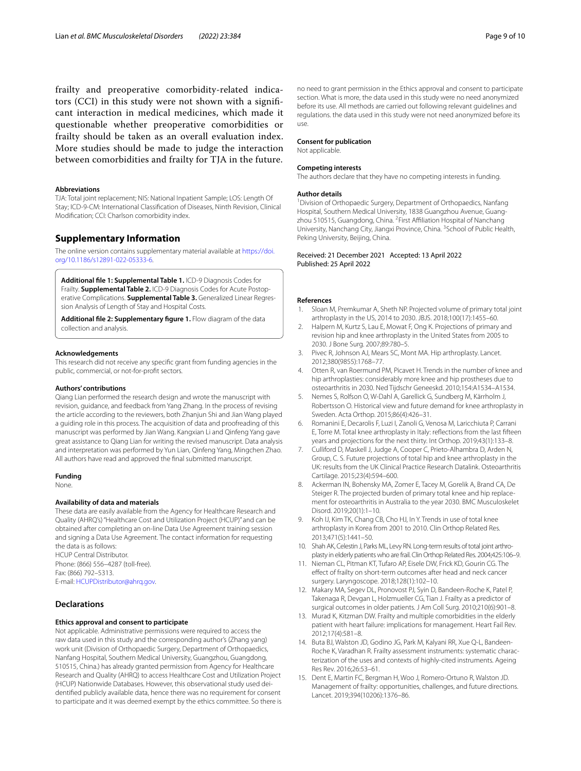frailty and preoperative comorbidity-related indicators (CCI) in this study were not shown with a significant interaction in medical medicines, which made it questionable whether preoperative comorbidities or frailty should be taken as an overall evaluation index. More studies should be made to judge the interaction between comorbidities and frailty for TJA in the future.

#### Abbreviations
TJA: Total joint replacement; NIS: National Inpatient Sample; LOS: Length Of Stay; ICD-9-CM: International Classification of Diseases, Ninth Revision, Clinical Modification; CCI: Charlson comorbidity index.

## Supplementary Information

The online version contains supplementary material available at https://doi.org/10.1186/s12891-022-05333-6.

**Additional file 1: Supplemental Table 1.** ICD-9 Diagnosis Codes for Frailty. **Supplemental Table 2.** ICD-9 Diagnosis Codes for Acute Postoperative Complications. **Supplemental Table 3.** Generalized Linear Regression Analysis of Length of Stay and Hospital Costs.

**Additional file 2: Supplementary figure 1.** Flow diagram of the data collection and analysis.

#### Acknowledgements
This research did not receive any specific grant from funding agencies in the public, commercial, or not-for-profit sectors.

#### Authors' contributions
Qiang Lian performed the research design and wrote the manuscript with revision, guidance, and feedback from Yang Zhang. In the process of revising the article according to the reviewers, both Zhanjun Shi and Jian Wang played a guiding role in this process. The acquisition of data and proofreading of this manuscript was performed by Jian Wang. Kangxian Li and Qinfeng Yang gave great assistance to Qiang Lian for writing the revised manuscript. Data analysis and interpretation was performed by Yun Lian, Qinfeng Yang, Mingchen Zhao. All authors have read and approved the final submitted manuscript.

#### Funding
None.

#### Availability of data and materials
These data are easily available from the Agency for Healthcare Research and Quality (AHRQ's) "Healthcare Cost and Utilization Project (HCUP)" and can be obtained after completing an on-line Data Use Agreement training session and signing a Data Use Agreement. The contact information for requesting the data is as follows:
HCUP Central Distributor.
Phone: (866) 556–4287 (toll-free).
Fax: (866) 792–5313.
E-mail: HCUPDistributor@ahrq.gov.

## Declarations

#### Ethics approval and consent to participate
Not applicable. Administrative permissions were required to access the raw data used in this study and the corresponding author's (Zhang yang) work unit (Division of Orthopaedic Surgery, Department of Orthopaedics, Nanfang Hospital, Southern Medical University, Guangzhou, Guangdong, 510515, China.) has already granted permission from Agency for Healthcare Research and Quality (AHRQ) to access Healthcare Cost and Utilization Project (HCUP) Nationwide Databases. However, this observational study used deidentified publicly available data, hence there was no requirement for consent to participate and it was deemed exempt by the ethics committee. So there is no need to grant permission in the Ethics approval and consent to participate section. What is more, the data used in this study were no need anonymized before its use. All methods are carried out following relevant guidelines and regulations. the data used in this study were not need anonymized before its use.

#### Consent for publication
Not applicable.

#### Competing interests
The authors declare that they have no competing interests in funding.

#### Author details
[1]Division of Orthopaedic Surgery, Department of Orthopaedics, Nanfang Hospital, Southern Medical University, 1838 Guangzhou Avenue, Guangzhou 510515, Guangdong, China. [2]First Affiliation Hospital of Nanchang University, Nanchang City, Jiangxi Province, China. [3]School of Public Health, Peking University, Beijing, China.

Received: 21 December 2021 Accepted: 13 April 2022
Published: 25 April 2022

#### References
1. Sloan M, Premkumar A, Sheth NP. Projected volume of primary total joint arthroplasty in the US, 2014 to 2030. JBJS. 2018;100(17):1455–60.
2. Halpern M, Kurtz S, Lau E, Mowat F, Ong K. Projections of primary and revision hip and knee arthroplasty in the United States from 2005 to 2030. J Bone Surg. 2007;89:780–5.
3. Pivec R, Johnson AJ, Mears SC, Mont MA. Hip arthroplasty. Lancet. 2012;380(9855):1768–77.
4. Otten R, van Roermund PM, Picavet H. Trends in the number of knee and hip arthroplasties: considerably more knee and hip prostheses due to osteoarthritis in 2030. Ned Tijdschr Geneeskd. 2010;154:A1534–A1534.
5. Nemes S, Rolfson O, W-Dahl A, Garellick G, Sundberg M, Kärrholm J, Robertsson O. Historical view and future demand for knee arthroplasty in Sweden. Acta Orthop. 2015;86(4):426–31.
6. Romanini E, Decarolis F, Luzi I, Zanoli G, Venosa M, Laricchiuta P, Carrani E, Torre M. Total knee arthroplasty in Italy: reflections from the last fifteen years and projections for the next thirty. Int Orthop. 2019;43(1):133–8.
7. Culliford D, Maskell J, Judge A, Cooper C, Prieto-Alhambra D, Arden N, Group, C. S. Future projections of total hip and knee arthroplasty in the UK: results from the UK Clinical Practice Research Datalink. Osteoarthritis Cartilage. 2015;23(4):594–600.
8. Ackerman IN, Bohensky MA, Zomer E, Tacey M, Gorelik A, Brand CA, De Steiger R. The projected burden of primary total knee and hip replacement for osteoarthritis in Australia to the year 2030. BMC Musculoskelet Disord. 2019;20(1):1–10.
9. Koh IJ, Kim TK, Chang CB, Cho HJ, In Y. Trends in use of total knee arthroplasty in Korea from 2001 to 2010. Clin Orthop Related Res. 2013;471(5):1441–50.
10. Shah AK, Celestin J, Parks ML, Levy RN. Long-term results of total joint arthroplasty in elderly patients who are frail. Clin Orthop Related Res. 2004;425:106–9.
11. Nieman CL, Pitman KT, Tufaro AP, Eisele DW, Frick KD, Gourin CG. The effect of frailty on short-term outcomes after head and neck cancer surgery. Laryngoscope. 2018;128(1):102–10.
12. Makary MA, Segev DL, Pronovost PJ, Syin D, Bandeen-Roche K, Patel P, Takenaga R, Devgan L, Holzmueller CG, Tian J. Frailty as a predictor of surgical outcomes in older patients. J Am Coll Surg. 2010;210(6):901–8.
13. Murad K, Kitzman DW. Frailty and multiple comorbidities in the elderly patient with heart failure: implications for management. Heart Fail Rev. 2012;17(4):581–8.
14. Buta BJ, Walston JD, Godino JG, Park M, Kalyani RR, Xue Q-L, Bandeen-Roche K, Varadhan R. Frailty assessment instruments: systematic characterization of the uses and contexts of highly-cited instruments. Ageing Res Rev. 2016;26:53–61.
15. Dent E, Martin FC, Bergman H, Woo J, Romero-Ortuno R, Walston JD. Management of frailty: opportunities, challenges, and future directions. Lancet. 2019;394(10206):1376–86.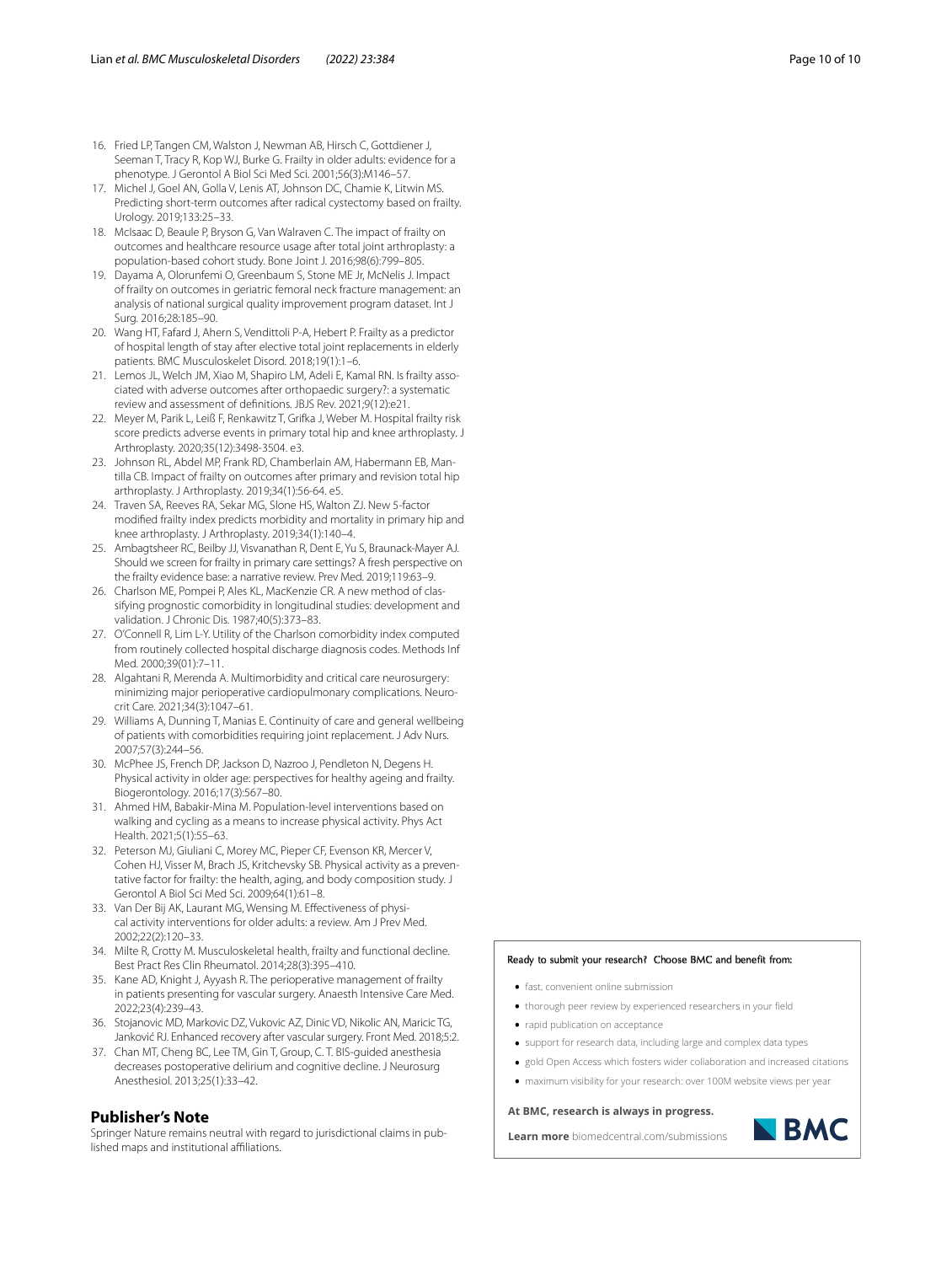16. Fried LP, Tangen CM, Walston J, Newman AB, Hirsch C, Gottdiener J, Seeman T, Tracy R, Kop WJ, Burke G. Frailty in older adults: evidence for a phenotype. J Gerontol A Biol Sci Med Sci. 2001;56(3):M146–57.
17. Michel J, Goel AN, Golla V, Lenis AT, Johnson DC, Chamie K, Litwin MS. Predicting short-term outcomes after radical cystectomy based on frailty. Urology. 2019;133:25–33.
18. McIsaac D, Beaule P, Bryson G, Van Walraven C. The impact of frailty on outcomes and healthcare resource usage after total joint arthroplasty: a population-based cohort study. Bone Joint J. 2016;98(6):799–805.
19. Dayama A, Olorunfemi O, Greenbaum S, Stone ME Jr, McNelis J. Impact of frailty on outcomes in geriatric femoral neck fracture management: an analysis of national surgical quality improvement program dataset. Int J Surg. 2016;28:185–90.
20. Wang HT, Fafard J, Ahern S, Vendittoli P-A, Hebert P. Frailty as a predictor of hospital length of stay after elective total joint replacements in elderly patients. BMC Musculoskelet Disord. 2018;19(1):1–6.
21. Lemos JL, Welch JM, Xiao M, Shapiro LM, Adeli E, Kamal RN. Is frailty associated with adverse outcomes after orthopaedic surgery?: a systematic review and assessment of definitions. JBJS Rev. 2021;9(12):e21.
22. Meyer M, Parik L, Leiß F, Renkawitz T, Grifka J, Weber M. Hospital frailty risk score predicts adverse events in primary total hip and knee arthroplasty. J Arthroplasty. 2020;35(12):3498-3504. e3.
23. Johnson RL, Abdel MP, Frank RD, Chamberlain AM, Habermann EB, Mantilla CB. Impact of frailty on outcomes after primary and revision total hip arthroplasty. J Arthroplasty. 2019;34(1):56-64. e5.
24. Traven SA, Reeves RA, Sekar MG, Slone HS, Walton ZJ. New 5-factor modified frailty index predicts morbidity and mortality in primary hip and knee arthroplasty. J Arthroplasty. 2019;34(1):140–4.
25. Ambagtsheer RC, Beilby JJ, Visvanathan R, Dent E, Yu S, Braunack-Mayer AJ. Should we screen for frailty in primary care settings? A fresh perspective on the frailty evidence base: a narrative review. Prev Med. 2019;119:63–9.
26. Charlson ME, Pompei P, Ales KL, MacKenzie CR. A new method of classifying prognostic comorbidity in longitudinal studies: development and validation. J Chronic Dis. 1987;40(5):373–83.
27. O'Connell R, Lim L-Y. Utility of the Charlson comorbidity index computed from routinely collected hospital discharge diagnosis codes. Methods Inf Med. 2000;39(01):7–11.
28. Algahtani R, Merenda A. Multimorbidity and critical care neurosurgery: minimizing major perioperative cardiopulmonary complications. Neurocrit Care. 2021;34(3):1047–61.
29. Williams A, Dunning T, Manias E. Continuity of care and general wellbeing of patients with comorbidities requiring joint replacement. J Adv Nurs. 2007;57(3):244–56.
30. McPhee JS, French DP, Jackson D, Nazroo J, Pendleton N, Degens H. Physical activity in older age: perspectives for healthy ageing and frailty. Biogerontology. 2016;17(3):567–80.
31. Ahmed HM, Babakir-Mina M. Population-level interventions based on walking and cycling as a means to increase physical activity. Phys Act Health. 2021;5(1):55–63.
32. Peterson MJ, Giuliani C, Morey MC, Pieper CF, Evenson KR, Mercer V, Cohen HJ, Visser M, Brach JS, Kritchevsky SB. Physical activity as a preventative factor for frailty: the health, aging, and body composition study. J Gerontol A Biol Sci Med Sci. 2009;64(1):61–8.
33. Van Der Bij AK, Laurant MG, Wensing M. Effectiveness of physical activity interventions for older adults: a review. Am J Prev Med. 2002;22(2):120–33.
34. Milte R, Crotty M. Musculoskeletal health, frailty and functional decline. Best Pract Res Clin Rheumatol. 2014;28(3):395–410.
35. Kane AD, Knight J, Ayyash R. The perioperative management of frailty in patients presenting for vascular surgery. Anaesth Intensive Care Med. 2022;23(4):239–43.
36. Stojanovic MD, Markovic DZ, Vukovic AZ, Dinic VD, Nikolic AN, Maricic TG, Janković RJ. Enhanced recovery after vascular surgery. Front Med. 2018;5:2.
37. Chan MT, Cheng BC, Lee TM, Gin T, Group, C. T. BIS-guided anesthesia decreases postoperative delirium and cognitive decline. J Neurosurg Anesthesiol. 2013;25(1):33–42.

## Publisher's Note

Springer Nature remains neutral with regard to jurisdictional claims in published maps and institutional affiliations.

Ready to submit your research? Choose BMC and benefit from:

- fast, convenient online submission
- thorough peer review by experienced researchers in your field
- rapid publication on acceptance
- support for research data, including large and complex data types
- gold Open Access which fosters wider collaboration and increased citations
- maximum visibility for your research: over 100M website views per year

**At BMC, research is always in progress.**

**Learn more** biomedcentral.com/submissions

BMC